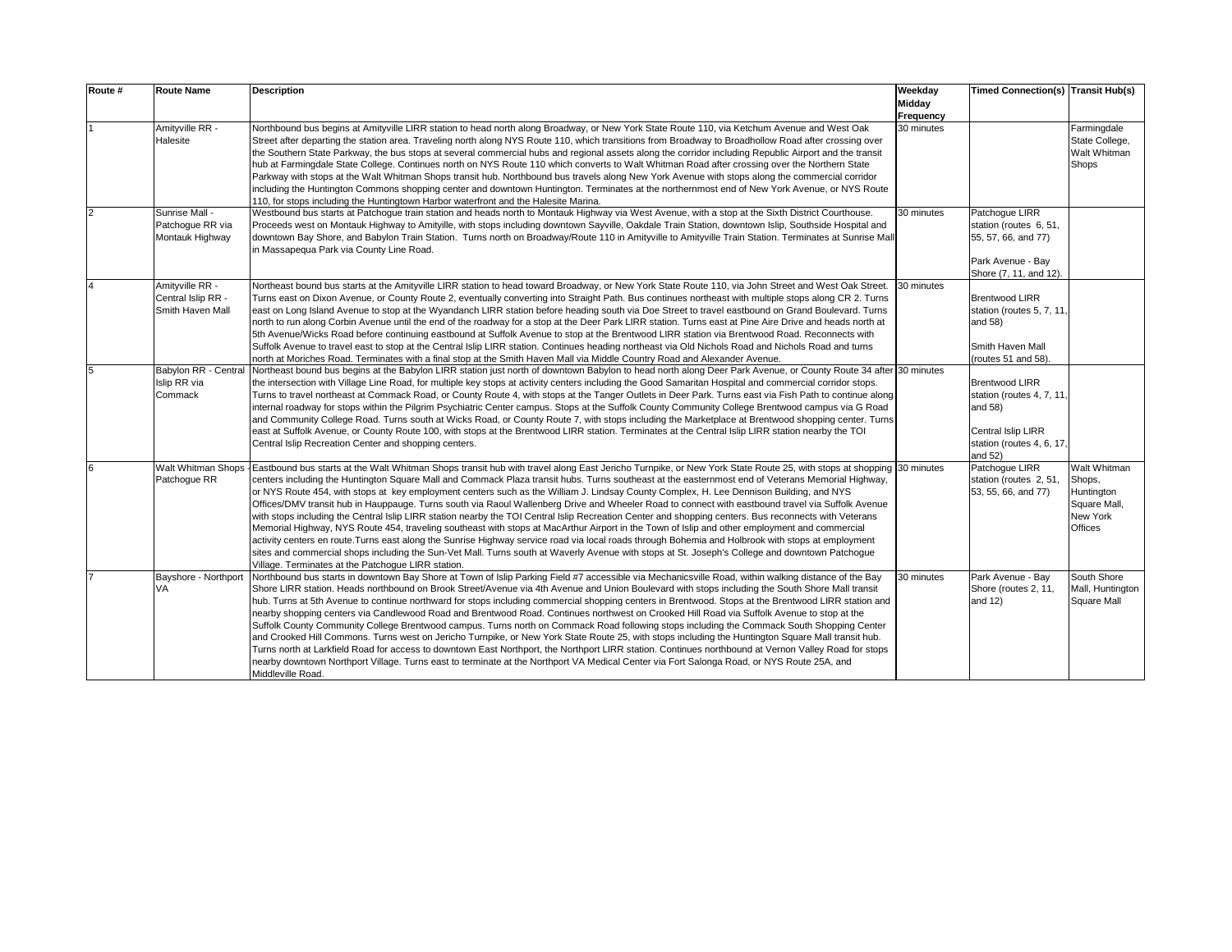| Route # | Route Name | Description | Weekday Midday Frequency | Timed Connection(s) | Transit Hub(s) |
|---|---|---|---|---|---|
| 1 | Amityville RR - Halesite | Northbound bus begins at Amityville LIRR station to head north along Broadway, or New York State Route 110, via Ketchum Avenue and West Oak Street after departing the station area. Traveling north along NYS Route 110, which transitions from Broadway to Broadhollow Road after crossing over the Southern State Parkway, the bus stops at several commercial hubs and regional assets along the corridor including Republic Airport and the transit hub at Farmingdale State College. Continues north on NYS Route 110 which converts to Walt Whitman Road after crossing over the Northern State Parkway with stops at the Walt Whitman Shops transit hub. Northbound bus travels along New York Avenue with stops along the commercial corridor including the Huntington Commons shopping center and downtown Huntington. Terminates at the northernmost end of New York Avenue, or NYS Route 110, for stops including the Huntingtown Harbor waterfront and the Halesite Marina. | 30 minutes | | Farmingdale State College, Walt Whitman Shops |
| 2 | Sunrise Mall - Patchogue RR via Montauk Highway | Westbound bus starts at Patchogue train station and heads north to Montauk Highway via West Avenue, with a stop at the Sixth District Courthouse. Proceeds west on Montauk Highway to Amityille, with stops including downtown Sayville, Oakdale Train Station, downtown Islip, Southside Hospital and downtown Bay Shore, and Babylon Train Station. Turns north on Broadway/Route 110 in Amityville to Amityville Train Station. Terminates at Sunrise Mall in Massapequa Park via County Line Road. | 30 minutes | Patchogue LIRR station (routes 6, 51, 55, 57, 66, and 77)<br><br>Park Avenue - Bay Shore (7, 11, and 12). | |
| 4 | Amityville RR - Central Islip RR - Smith Haven Mall | Northeast bound bus starts at the Amityville LIRR station to head toward Broadway, or New York State Route 110, via John Street and West Oak Street. Turns east on Dixon Avenue, or County Route 2, eventually converting into Straight Path. Bus continues northeast with multiple stops along CR 2. Turns east on Long Island Avenue to stop at the Wyandanch LIRR station before heading south via Doe Street to travel eastbound on Grand Boulevard. Turns north to run along Corbin Avenue until the end of the roadway for a stop at the Deer Park LIRR station. Turns east at Pine Aire Drive and heads north at 5th Avenue/Wicks Road before continuing eastbound at Suffolk Avenue to stop at the Brentwood LIRR station via Brentwood Road. Reconnects with Suffolk Avenue to travel east to stop at the Central Islip LIRR station. Continues heading northeast via Old Nichols Road and Nichols Road and turns north at Moriches Road. Terminates with a final stop at the Smith Haven Mall via Middle Country Road and Alexander Avenue. | 30 minutes | Brentwood LIRR station (routes 5, 7, 11, and 58)<br><br>Smith Haven Mall (routes 51 and 58). | |
| 5 | Babylon RR - Central Islip RR via Commack | Northeast bound bus begins at the Babylon LIRR station just north of downtown Babylon to head north along Deer Park Avenue, or County Route 34 after the intersection with Village Line Road, for multiple key stops at activity centers including the Good Samaritan Hospital and commercial corridor stops. Turns to travel northeast at Commack Road, or County Route 4, with stops at the Tanger Outlets in Deer Park. Turns east via Fish Path to continue along internal roadway for stops within the Pilgrim Psychiatric Center campus. Stops at the Suffolk County Community College Brentwood campus via G Road and Community College Road. Turns south at Wicks Road, or County Route 7, with stops including the Marketplace at Brentwood shopping center. Turns east at Suffolk Avenue, or County Route 100, with stops at the Brentwood LIRR station. Terminates at the Central Islip LIRR station nearby the TOI Central Islip Recreation Center and shopping centers. | 30 minutes | Brentwood LIRR station (routes 4, 7, 11, and 58)<br><br>Central Islip LIRR station (routes 4, 6, 17, and 52) | |
| 6 | Walt Whitman Shops - Patchogue RR | Eastbound bus starts at the Walt Whitman Shops transit hub with travel along East Jericho Turnpike, or New York State Route 25, with stops at shopping centers including the Huntington Square Mall and Commack Plaza transit hubs. Turns southeast at the easternmost end of Veterans Memorial Highway, or NYS Route 454, with stops at key employment centers such as the William J. Lindsay County Complex, H. Lee Dennison Building, and NYS Offices/DMV transit hub in Hauppauge. Turns south via Raoul Wallenberg Drive and Wheeler Road to connect with eastbound travel via Suffolk Avenue with stops including the Central Islip LIRR station nearby the TOI Central Islip Recreation Center and shopping centers. Bus reconnects with Veterans Memorial Highway, NYS Route 454, traveling southeast with stops at MacArthur Airport in the Town of Islip and other employment and commercial activity centers en route.Turns east along the Sunrise Highway service road via local roads through Bohemia and Holbrook with stops at employment sites and commercial shops including the Sun-Vet Mall. Turns south at Waverly Avenue with stops at St. Joseph's College and downtown Patchogue Village. Terminates at the Patchogue LIRR station. | 30 minutes | Patchogue LIRR station (routes 2, 51, 53, 55, 66, and 77) | Walt Whitman Shops, Huntington Square Mall, New York Offices |
| 7 | Bayshore - Northport VA | Northbound bus starts in downtown Bay Shore at Town of Islip Parking Field #7 accessible via Mechanicsville Road, within walking distance of the Bay Shore LIRR station. Heads northbound on Brook Street/Avenue via 4th Avenue and Union Boulevard with stops including the South Shore Mall transit hub. Turns at 5th Avenue to continue northward for stops including commercial shopping centers in Brentwood. Stops at the Brentwood LIRR station and nearby shopping centers via Candlewood Road and Brentwood Road. Continues northwest on Crooked Hill Road via Suffolk Avenue to stop at the Suffolk County Community College Brentwood campus. Turns north on Commack Road following stops including the Commack South Shopping Center and Crooked Hill Commons. Turns west on Jericho Turnpike, or New York State Route 25, with stops including the Huntington Square Mall transit hub. Turns north at Larkfield Road for access to downtown East Northport, the Northport LIRR station. Continues northbound at Vernon Valley Road for stops nearby downtown Northport Village. Turns east to terminate at the Northport VA Medical Center via Fort Salonga Road, or NYS Route 25A, and Middleville Road. | 30 minutes | Park Avenue - Bay Shore (routes 2, 11, and 12) | South Shore Mall, Huntington Square Mall |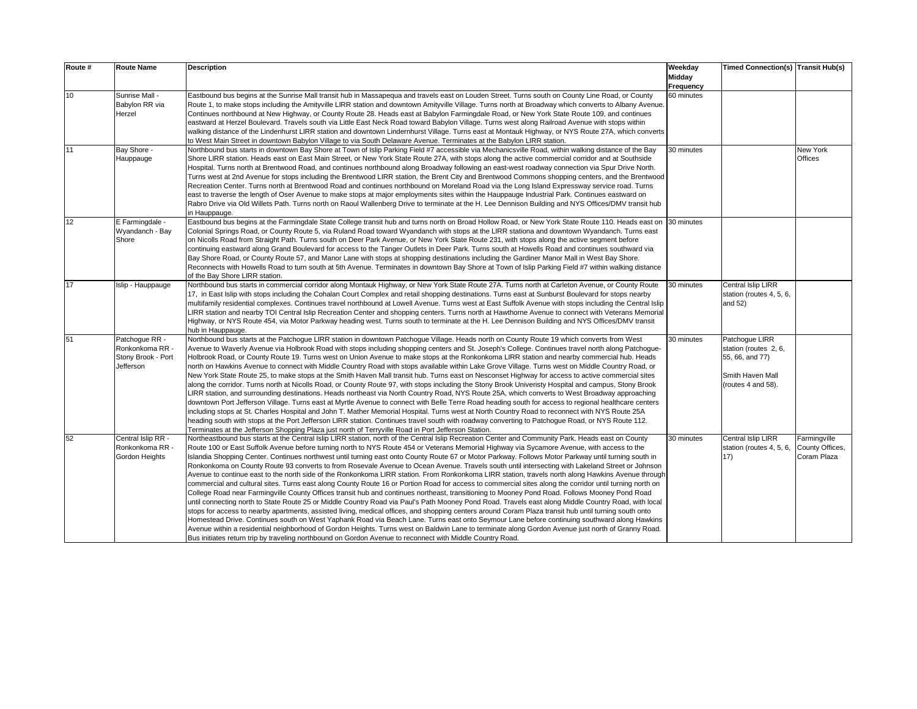| Route # | Route Name | Description | Weekday Midday Frequency | Timed Connection(s) | Transit Hub(s) |
|---|---|---|---|---|---|
| 10 | Sunrise Mall - Babylon RR via Herzel | Eastbound bus begins at the Sunrise Mall transit hub in Massapequa and travels east on Louden Street. Turns south on County Line Road, or County Route 1, to make stops including the Amityville LIRR station and downtown Amityville Village. Turns north at Broadway which converts to Albany Avenue. Continues northbound at New Highway, or County Route 28. Heads east at Babylon Farmingdale Road, or New York State Route 109, and continues eastward at Herzel Boulevard. Travels south via Little East Neck Road toward Babylon Village. Turns west along Railroad Avenue with stops within walking distance of the Lindenhurst LIRR station and downtown Lindernhurst Village. Turns east at Montauk Highway, or NYS Route 27A, which converts to West Main Street in downtown Babylon Village to via South Delaware Avenue. Terminates at the Babylon LIRR station. | 60 minutes | | |
| 11 | Bay Shore - Hauppauge | Northbound bus starts in downtown Bay Shore at Town of Islip Parking Field #7 accessible via Mechanicsville Road, within walking distance of the Bay Shore LIRR station. Heads east on East Main Street, or New York State Route 27A, with stops along the active commercial corridor and at Southside Hospital. Turns north at Brentwood Road, and continues northbound along Broadway following an east-west roadway connection via Spur Drive North. Turns west at 2nd Avenue for stops including the Brentwood LIRR station, the Brent City and Brentwood Commons shopping centers, and the Brentwood Recreation Center. Turns north at Brentwood Road and continues northbound on Moreland Road via the Long Island Expressway service road. Turns east to traverse the length of Oser Avenue to make stops at major employments sites within the Hauppauge Industrial Park. Continues eastward on Rabro Drive via Old Willets Path. Turns north on Raoul Wallenberg Drive to terminate at the H. Lee Dennison Building and NYS Offices/DMV transit hub in Hauppauge. | 30 minutes | | New York Offices |
| 12 | E Farmingdale - Wyandanch - Bay Shore | Eastbound bus begins at the Farmingdale State College transit hub and turns north on Broad Hollow Road, or New York State Route 110. Heads east on Colonial Springs Road, or County Route 5, via Ruland Road toward Wyandanch with stops at the LIRR stationa and downtown Wyandanch. Turns east on Nicolls Road from Straight Path. Turns south on Deer Park Avenue, or New York State Route 231, with stops along the active segment before continuing eastward along Grand Boulevard for access to the Tanger Outlets in Deer Park. Turns south at Howells Road and continues southward via Bay Shore Road, or County Route 57, and Manor Lane with stops at shopping destinations including the Gardiner Manor Mall in West Bay Shore. Reconnects with Howells Road to turn south at 5th Avenue. Terminates in downtown Bay Shore at Town of Islip Parking Field #7 within walking distance of the Bay Shore LIRR station. | 30 minutes | | |
| 17 | Islip - Hauppauge | Northbound bus starts in commercial corridor along Montauk Highway, or New York State Route 27A. Turns north at Carleton Avenue, or County Route 17, in East Islip with stops including the Cohalan Court Complex and retail shopping destinations. Turns east at Sunburst Boulevard for stops nearby multifamily residential complexes. Continues travel northbound at Lowell Avenue. Turns west at East Suffolk Avenue with stops including the Central Islip LIRR station and nearby TOI Central Islip Recreation Center and shopping centers. Turns north at Hawthorne Avenue to connect with Veterans Memorial Highway, or NYS Route 454, via Motor Parkway heading west. Turns south to terminate at the H. Lee Dennison Building and NYS Offices/DMV transit hub in Hauppauge. | 30 minutes | Central Islip LIRR station (routes 4, 5, 6, and 52) | |
| 51 | Patchogue RR - Ronkonkoma RR - Stony Brook - Port Jefferson | Northbound bus starts at the Patchogue LIRR station in downtown Patchogue Village. Heads north on County Route 19 which converts from West Avenue to Waverly Avenue via Holbrook Road with stops including shopping centers and St. Joseph's College. Continues travel north along Patchogue-Holbrook Road, or County Route 19. Turns west on Union Avenue to make stops at the Ronkonkoma LIRR station and nearby commercial hub. Heads north on Hawkins Avenue to connect with Middle Country Road with stops available within Lake Grove Village. Turns west on Middle Country Road, or New York State Route 25, to make stops at the Smith Haven Mall transit hub. Turns east on Nesconset Highway for access to active commercial sites along the corridor. Turns north at Nicolls Road, or County Route 97, with stops including the Stony Brook Univeristy Hospital and campus, Stony Brook LIRR station, and surrounding destinations. Heads northeast via North Country Road, NYS Route 25A, which converts to West Broadway approaching downtown Port Jefferson Village. Turns east at Myrtle Avenue to connect with Belle Terre Road heading south for access to regional healthcare centers including stops at St. Charles Hospital and John T. Mather Memorial Hospital. Turns west at North Country Road to reconnect with NYS Route 25A heading south with stops at the Port Jefferson LIRR station. Continues travel south with roadway converting to Patchogue Road, or NYS Route 112. Terminates at the Jefferson Shopping Plaza just north of Terryville Road in Port Jefferson Station. | 30 minutes | Patchogue LIRR station (routes 2, 6, 55, 66, and 77)<br><br>Smith Haven Mall (routes 4 and 58). | |
| 52 | Central Islip RR - Ronkonkoma RR - Gordon Heights | Northeastbound bus starts at the Central Islip LIRR station, north of the Central Islip Recreation Center and Community Park. Heads east on County Route 100 or East Suffolk Avenue before turning north to NYS Route 454 or Veterans Memorial Highway via Sycamore Avenue, with access to the Islandia Shopping Center. Continues northwest until turning east onto County Route 67 or Motor Parkway. Follows Motor Parkway until turning south in Ronkonkoma on County Route 93 converts to from Rosevale Avenue to Ocean Avenue. Travels south until intersecting with Lakeland Street or Johnson Avenue to continue east to the north side of the Ronkonkoma LIRR station. From Ronkonkoma LIRR station, travels north along Hawkins Avenue through commercial and cultural sites. Turns east along County Route 16 or Portion Road for access to commercial sites along the corridor until turning north on College Road near Farmingville County Offices transit hub and continues northeast, transitioning to Mooney Pond Road. Follows Mooney Pond Road until connecting north to State Route 25 or Middle Country Road via Paul's Path Mooney Pond Road. Travels east along Middle Country Road, with local stops for access to nearby apartments, assisted living, medical offices, and shopping centers around Coram Plaza transit hub until turning south onto Homestead Drive. Continues south on West Yaphank Road via Beach Lane. Turns east onto Seymour Lane before continuing southward along Hawkins Avenue within a residential neighborhood of Gordon Heights. Turns west on Baldwin Lane to terminate along Gordon Avenue just north of Granny Road. Bus initiates return trip by traveling northbound on Gordon Avenue to reconnect with Middle Country Road. | 30 minutes | Central Islip LIRR station (routes 4, 5, 6, 17) | Farmingville County Offices, Coram Plaza |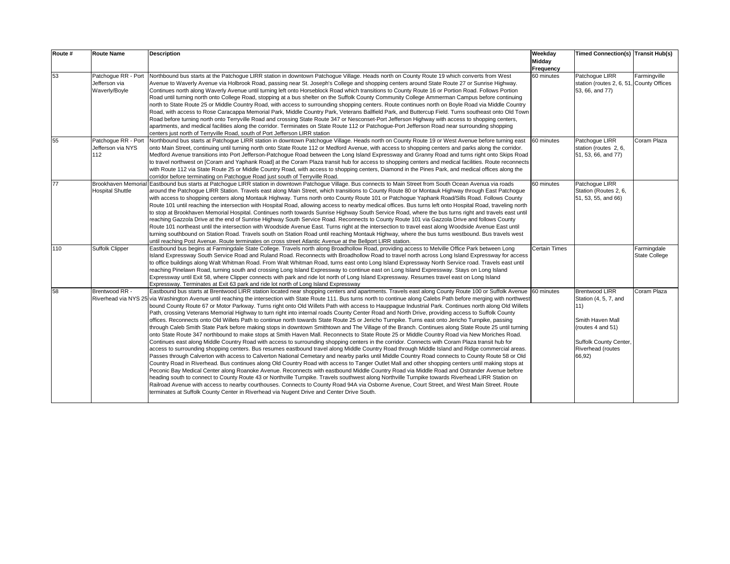| Route # | Route Name | Description | Weekday Midday Frequency | Timed Connection(s) | Transit Hub(s) |
|---|---|---|---|---|---|
| 53 | Patchogue RR - Port Jefferson via Waverly/Boyle | Northbound bus starts at the Patchogue LIRR station in downtown Patchogue Village. Heads north on County Route 19 which converts from West Avenue to Waverly Avenue via Holbrook Road, passing near St. Joseph's College and shopping centers around State Route 27 or Sunrise Highway. Continues north along Waverly Avenue until turning left onto Horseblock Road which transitions to County Route 16 or Portion Road. Follows Portion Road until turning north onto College Road, stopping at a bus shelter on the Suffolk County Community College Ammerman Campus before continuing north to State Route 25 or Middle Country Road, with access to surrounding shopping centers. Route continues north on Boyle Road via Middle Country Road, with access to Rose Caracappa Memorial Park, Middle Country Park, Veterans Ballfield Park, and Buttercup Field. Turns southeast onto Old Town Road before turning north onto Terryville Road and crossing State Route 347 or Nesconset-Port Jefferson Highway with access to shopping centers, apartments, and medical facilities along the corridor. Terminates on State Route 112 or Patchogue-Port Jefferson Road near surrounding shopping centers just north of Terryville Road, south of Port Jefferson LIRR station | 60 minutes | Patchogue LIRR station (routes 2, 6, 51, 53, 66, and 77) | Farmingville County Offices |
| 55 | Patchogue RR - Port Jefferson via NYS 112 | Northbound bus starts at Patchogue LIRR station in downtown Patchogue Village. Heads north on County Route 19 or West Avenue before turning east onto Main Street, continuing until turning north onto State Route 112 or Medford Avenue, with access to shopping centers and parks along the corridor. Medford Avenue transitions into Port Jefferson-Patchogue Road between the Long Island Expressway and Granny Road and turns right onto Skips Road to travel northwest on [Coram and Yaphank Road] at the Coram Plaza transit hub for access to shopping centers and medical facilities. Route reconnects with Route 112 via State Route 25 or Middle Country Road, with access to shopping centers, Diamond in the Pines Park, and medical offices along the corridor before terminating on Patchogue Road just south of Terryville Road. | 60 minutes | Patchogue LIRR station (routes 2, 6, 51, 53, 66, and 77) | Coram Plaza |
| 77 | Brookhaven Memorial Hospital Shuttle | Eastbound bus starts at Patchogue LIRR station in downtown Patchogue Village. Bus connects to Main Street from South Ocean Avenua via roads around the Patchogue LIRR Station. Travels east along Main Street, which transitions to County Route 80 or Montauk Highway through East Patchogue with access to shopping centers along Montauk Highway. Turns north onto County Route 101 or Patchogue Yaphank Road/Sills Road. Follows County Route 101 until reaching the intersection with Hospital Road, allowing access to nearby medical offices. Bus turns left onto Hospital Road, traveling north to stop at Brookhaven Memorial Hospital. Continues north towards Sunrise Highway South Service Road, where the bus turns right and travels east until reaching Gazzola Drive at the end of Sunrise Highway South Service Road. Reconnects to County Route 101 via Gazzola Drive and follows County Route 101 northeast until the intersection with Woodside Avenue East. Turns right at the intersection to travel east along Woodside Avenue East until turning southbound on Station Road. Travels south on Station Road until reaching Montauk Highway, where the bus turns westbound. Bus travels west until reaching Post Avenue. Route terminates on cross street Atlantic Avenue at the Bellport LIRR station. | 60 minutes | Patchogue LIRR Station (Routes 2, 6, 51, 53, 55, and 66) | |
| 110 | Suffolk Clipper | Eastbound bus begins at Farmingdale State College. Travels north along Broadhollow Road, providing access to Melville Office Park between Long Island Expressway South Service Road and Ruland Road. Reconnects with Broadhollow Road to travel north across Long Island Expressway for access to office buildings along Walt Whitman Road. From Walt Whitman Road, turns east onto Long Island Expressway North Service road. Travels east until reaching Pinelawn Road, turning south and crossing Long Island Expressway to continue east on Long Island Expressway. Stays on Long Island Expressway until Exit 58, where Clipper connects with park and ride lot north of Long Island Expressway. Resumes travel east on Long Island Expressway. Terminates at Exit 63 park and ride lot north of Long Island Expressway | Certain Times | | Farmingdale State College |
| 58 | Brentwood RR - Riverhead via NYS 25 | Eastbound bus starts at Brentwood LIRR station located near shopping centers and apartments. Travels east along County Route 100 or Suffolk Avenue via Washington Avenue until reaching the intersection with State Route 111. Bus turns north to continue along Calebs Path before merging with northwest bound County Route 67 or Motor Parkway. Turns right onto Old Willets Path with access to Hauppague Industrial Park. Continues north along Old Willets Path, crossing Veterans Memorial Highway to turn right into internal roads County Center Road and North Drive, providing access to Suffolk County offices. Reconnects onto Old Willets Path to continue north towards State Route 25 or Jericho Turnpike. Turns east onto Jericho Turnpike, passing through Caleb Smith State Park before making stops in downtown Smithtown and The Village of the Branch. Continues along State Route 25 until turning onto State Route 347 northbound to make stops at Smith Haven Mall. Reconnects to State Route 25 or Middle Country Road via New Moriches Road. Continues east along Middle Country Road with access to surrounding shopping centers in the corridor. Connects with Coram Plaza transit hub for access to surrounding shopping centers. Bus resumes eastbound travel along Middle Country Road through Middle Island and Ridge commercial areas. Passes through Calverton with access to Calverton National Cemetary and nearby parks until Middle Country Road connects to County Route 58 or Old Country Road in Riverhead. Bus continues along Old Country Road with access to Tanger Outlet Mall and other shopping centers until making stops at Peconic Bay Medical Center along Roanoke Avenue. Reconnects with eastbound Middle Country Road via Middle Road and Ostrander Avenue before heading south to connect to County Route 43 or Northville Turnpike. Travels southwest along Northville Turnpike towards Riverhead LIRR Station on Railroad Avenue with access to nearby courthouses. Connects to County Road 94A via Osborne Avenue, Court Street, and West Main Street. Route terminates at Suffolk County Center in Riverhead via Nugent Drive and Center Drive South. | 60 minutes | Brentwood LIRR Station (4, 5, 7, and 11)<br><br>Smith Haven Mall (routes 4 and 51)<br><br>Suffolk County Center, Riverhead (routes 66,92) | Coram Plaza |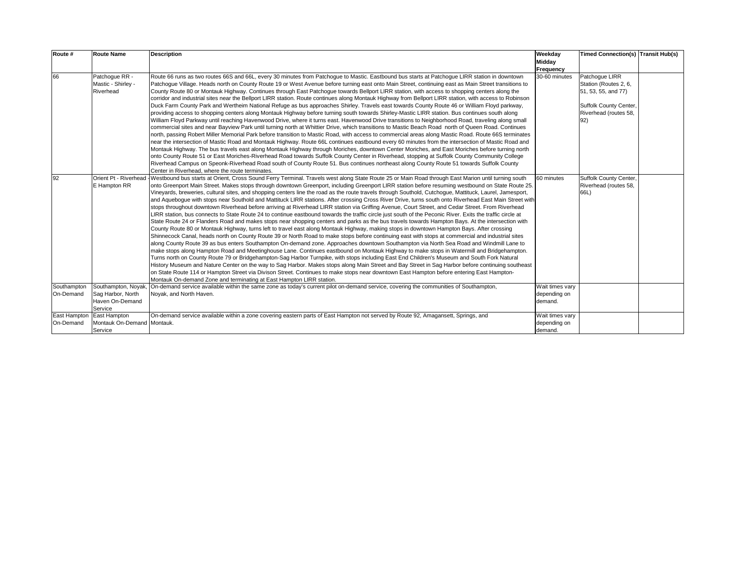| Route # | Route Name | Description | Weekday Midday Frequency | Timed Connection(s) | Transit Hub(s) |
|---|---|---|---|---|---|
| 66 | Patchogue RR - Mastic - Shirley - Riverhead | Route 66 runs as two routes 66S and 66L, every 30 minutes from Patchogue to Mastic. Eastbound bus starts at Patchogue LIRR station in downtown Patchogue Village. Heads north on County Route 19 or West Avenue before turning east onto Main Street, continuing east as Main Street transitions to County Route 80 or Montauk Highway. Continues through East Patchogue towards Bellport LIRR station, with access to shopping centers along the corridor and industrial sites near the Bellport LIRR station. Route continues along Montauk Highway from Bellport LIRR station, with access to Robinson Duck Farm County Park and Wertheim National Refuge as bus approaches Shirley. Travels east towards County Route 46 or William Floyd parkway, providing access to shopping centers along Montauk Highway before turning south towards Shirley-Mastic LIRR station. Bus continues south along William Floyd Parkway until reaching Havenwood Drive, where it turns east. Havenwood Drive transitions to Neighborhood Road, traveling along small commercial sites and near Bayview Park until turning north at Whittier Drive, which transitions to Mastic Beach Road north of Queen Road. Continues north, passing Robert Miller Memorial Park before transition to Mastic Road, with access to commercial areas along Mastic Road. Route 66S terminates near the intersection of Mastic Road and Montauk Highway. Route 66L continues eastbound every 60 minutes from the intersection of Mastic Road and Montauk Highway. The bus travels east along Montauk Highway through Moriches, downtown Center Moriches, and East Moriches before turning north onto County Route 51 or East Moriches-Riverhead Road towards Suffolk County Center in Riverhead, stopping at Suffolk County Community College Riverhead Campus on Speonk-Riverhead Road south of County Route 51. Bus continues northeast along County Route 51 towards Suffolk County Center in Riverhead, where the route terminates. | 30-60 minutes | Patchogue LIRR Station (Routes 2, 6, 51, 53, 55, and 77)<br><br>Suffolk County Center, Riverhead (routes 58, 92) | |
| 92 | Orient Pt - Riverhead - E Hampton RR | Westbound bus starts at Orient, Cross Sound Ferry Terminal. Travels west along State Route 25 or Main Road through East Marion until turning south onto Greenport Main Street. Makes stops through downtown Greenport, including Greenport LIRR station before resuming westbound on State Route 25. Vineyards, breweries, cultural sites, and shopping centers line the road as the route travels through Southold, Cutchogue, Mattituck, Laurel, Jamesport, and Aquebogue with stops near Southold and Mattituck LIRR stations. After crossing Cross River Drive, turns south onto Riverhead East Main Street with stops throughout downtown Riverhead before arriving at Riverhead LIRR station via Griffing Avenue, Court Street, and Cedar Street. From Riverhead LIRR station, bus connects to State Route 24 to continue eastbound towards the traffic circle just south of the Peconic River. Exits the traffic circle at State Route 24 or Flanders Road and makes stops near shopping centers and parks as the bus travels towards Hampton Bays. At the intersection with County Route 80 or Montauk Highway, turns left to travel east along Montauk Highway, making stops in downtown Hampton Bays. After crossing Shinnecock Canal, heads north on County Route 39 or North Road to make stops before continuing east with stops at commercial and industrial sites along County Route 39 as bus enters Southampton On-demand zone. Approaches downtown Southampton via North Sea Road and Windmill Lane to make stops along Hampton Road and Meetinghouse Lane. Continues eastbound on Montauk Highway to make stops in Watermill and Bridgehampton. Turns north on County Route 79 or Bridgehampton-Sag Harbor Turnpike, with stops including East End Children's Museum and South Fork Natural History Museum and Nature Center on the way to Sag Harbor. Makes stops along Main Street and Bay Street in Sag Harbor before continuing southeast on State Route 114 or Hampton Street via Divison Street. Continues to make stops near downtown East Hampton before entering East Hampton-Montauk On-demand Zone and terminating at East Hampton LIRR station. | 60 minutes | Suffolk County Center, Riverhead (routes 58, 66L) | |
| Southampton On-Demand | Southampton, Noyak, Sag Harbor, North Haven On-Demand Service | On-demand service available within the same zone as today's current pilot on-demand service, covering the communities of Southampton, Noyak, and North Haven. | Wait times vary depending on demand. | | |
| East Hampton On-Demand | East Hampton Montauk On-Demand Service | On-demand service available within a zone covering eastern parts of East Hampton not served by Route 92, Amagansett, Springs, and Montauk. | Wait times vary depending on demand. | | |